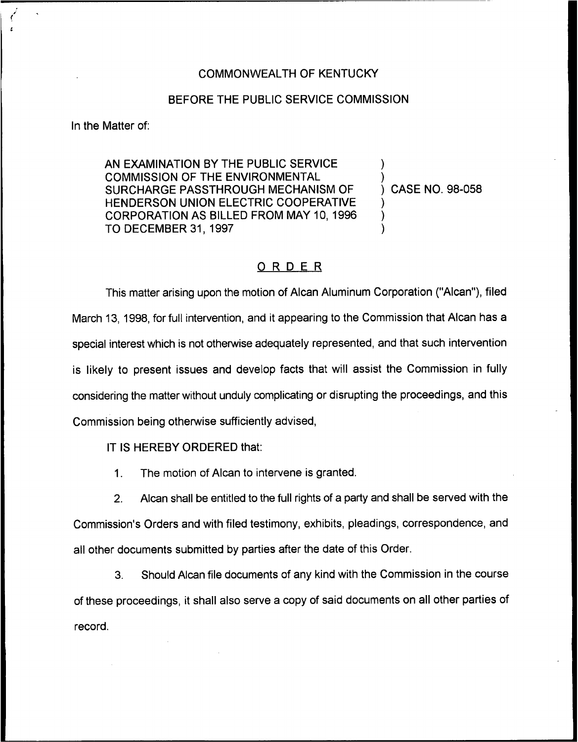COMMONWEALTH OF KENTUCKY

BEFORE THE PUBLIC SERVICE COMMISSION

In the Matter of:

AN EXAMINATION BY THE PUBLIC SERVICE COMMISSION OF THE ENVIRONMENTAL SURCHARGE PASSTHROUGH MECHANISM OF HENDERSON UNION ELECTRIC COOPERATIVE CORPORATION AS BILLED FROM MAY 10, 1996 TO DECEMBER 31, 1997 ) CASE NO. 98-058

## ORDER

This matter arising upon the motion of Alcan Aluminum Corporation ("Alcan"), filed March 13, 1998, for full intervention, and it appearing to the Commission that Alcan has a special interest which is not otherwise adequately represented, and that such intervention is likely to present issues and develop facts that will assist the Commission in fully considering the matter without unduly complicating or disrupting the proceedings, and this Commission being otherwise sufficiently advised,

IT IS HEREBY ORDERED that:

1. The motion of Alcan to intervene is granted.

2. Alcan shall be entitled to the full rights of a party and shall be served with the Commission's Orders and with filed testimony, exhibits, pleadings, correspondence, and all other documents submitted by parties after the date of this Order.

3. Should Alcan file documents of any kind with the Commission in the course of these proceedings, it shall also serve a copy of said documents on all other parties of record.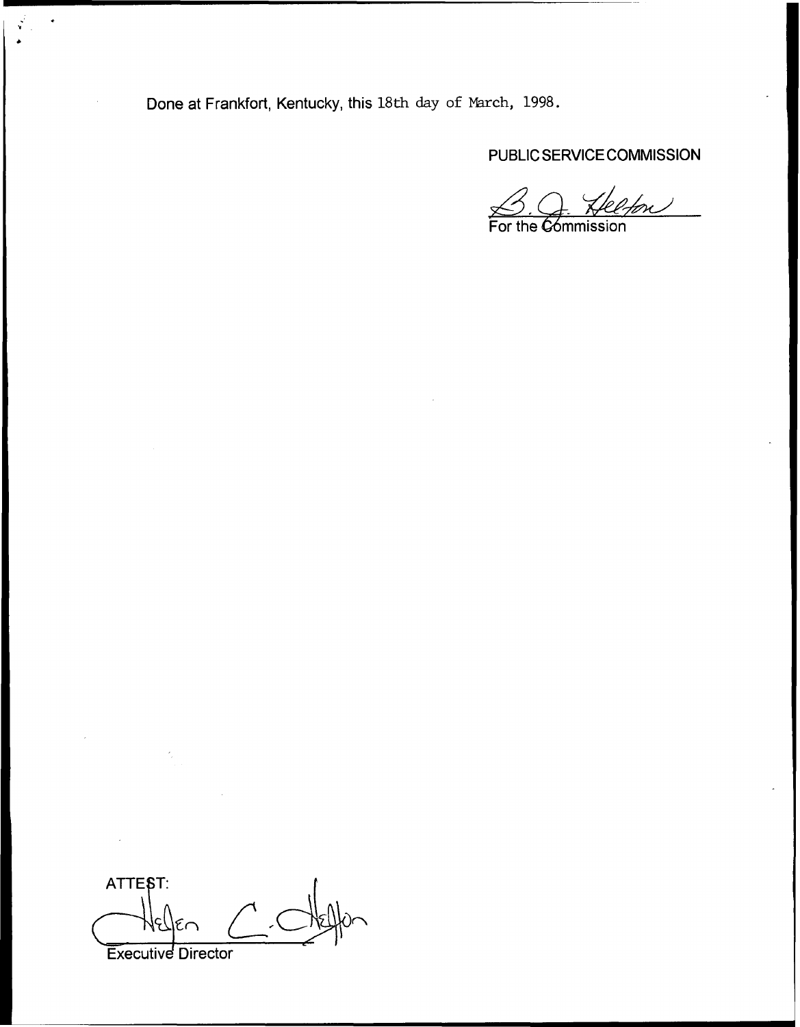Done at Frankfort, Kentucky, this 18th day of March, 1998.

PUBLIC SERVICE COMMISSION

For the Commission

ATTEST:

Executive Director